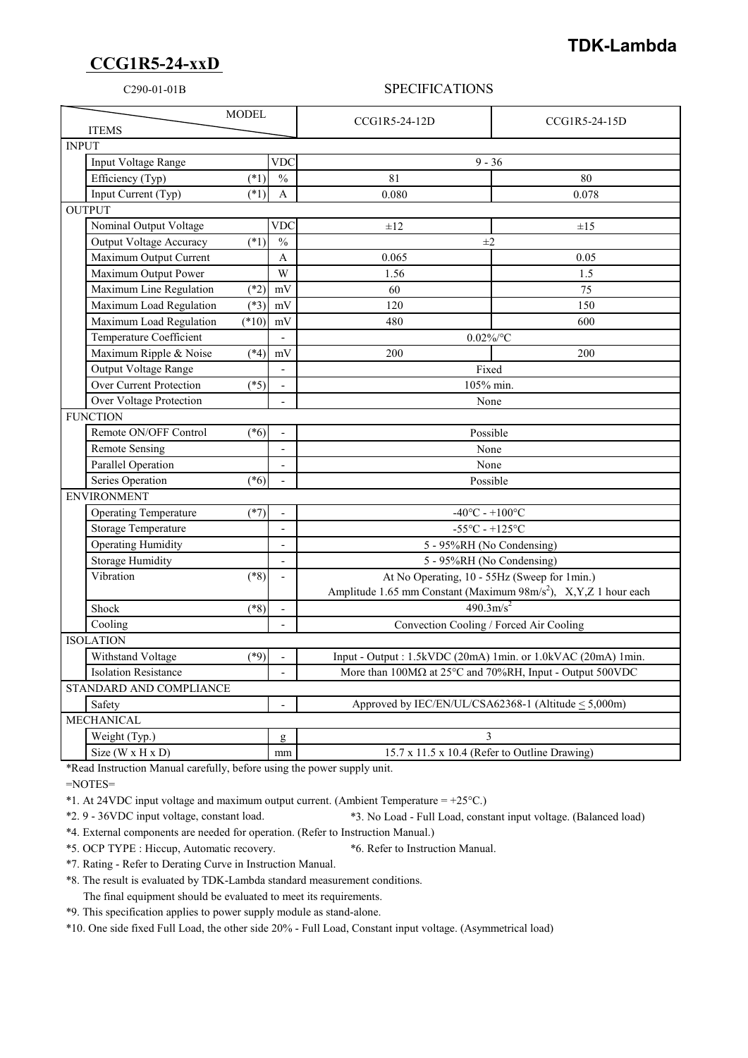# CCG1R5-24-xxD

TDK-Lambda

C290-01-01B

SPECIFICATIONS

| ITEMS | | | MODEL: CCG1R5-24-12D | MODEL: CCG1R5-24-15D |
|---|---|---|---|---|
| **INPUT** | | | | |
| Input Voltage Range | | VDC | 9 - 36 | |
| Efficiency (Typ) | (*1) | % | 81 | 80 |
| Input Current (Typ) | (*1) | A | 0.080 | 0.078 |
| **OUTPUT** | | | | |
| Nominal Output Voltage | | VDC | ±12 | ±15 |
| Output Voltage Accuracy | (*1) | % | ±2 | |
| Maximum Output Current | | A | 0.065 | 0.05 |
| Maximum Output Power | | W | 1.56 | 1.5 |
| Maximum Line Regulation | (*2) | mV | 60 | 75 |
| Maximum Load Regulation | (*3) | mV | 120 | 150 |
| Maximum Load Regulation | (*10) | mV | 480 | 600 |
| Temperature Coefficient | | - | 0.02%/°C | |
| Maximum Ripple & Noise | (*4) | mV | 200 | 200 |
| Output Voltage Range | | - | Fixed | |
| Over Current Protection | (*5) | - | 105% min. | |
| Over Voltage Protection | | - | None | |
| **FUNCTION** | | | | |
| Remote ON/OFF Control | (*6) | - | Possible | |
| Remote Sensing | | - | None | |
| Parallel Operation | | - | None | |
| Series Operation | (*6) | - | Possible | |
| **ENVIRONMENT** | | | | |
| Operating Temperature | (*7) | - | -40°C - +100°C | |
| Storage Temperature | | - | -55°C - +125°C | |
| Operating Humidity | | - | 5 - 95%RH (No Condensing) | |
| Storage Humidity | | - | 5 - 95%RH (No Condensing) | |
| Vibration | (*8) | - | At No Operating, 10 - 55Hz (Sweep for 1min.) Amplitude 1.65 mm Constant (Maximum $98m/s^2$), X,Y,Z 1 hour each | |
| Shock | (*8) | - | $490.3m/s^2$ | |
| Cooling | | - | Convection Cooling / Forced Air Cooling | |
| **ISOLATION** | | | | |
| Withstand Voltage | (*9) | - | Input - Output : 1.5kVDC (20mA) 1min. or 1.0kVAC (20mA) 1min. | |
| Isolation Resistance | | - | More than 100MΩ at 25°C and 70%RH, Input - Output 500VDC | |
| **STANDARD AND COMPLIANCE** | | | | |
| Safety | | - | Approved by IEC/EN/UL/CSA62368-1 (Altitude ≤ 5,000m) | |
| **MECHANICAL** | | | | |
| Weight (Typ.) | | g | 3 | |
| Size (W x H x D) | | mm | 15.7 x 11.5 x 10.4 (Refer to Outline Drawing) | |

*Read Instruction Manual carefully, before using the power supply unit.

=NOTES=

*1. At 24VDC input voltage and maximum output current. (Ambient Temperature = +25°C.)

*2. 9 - 36VDC input voltage, constant load.

*3. No Load - Full Load, constant input voltage. (Balanced load)

*4. External components are needed for operation. (Refer to Instruction Manual.)

*5. OCP TYPE : Hiccup, Automatic recovery.

*6. Refer to Instruction Manual.

*7. Rating - Refer to Derating Curve in Instruction Manual.

*8. The result is evaluated by TDK-Lambda standard measurement conditions.
The final equipment should be evaluated to meet its requirements.

*9. This specification applies to power supply module as stand-alone.

*10. One side fixed Full Load, the other side 20% - Full Load, Constant input voltage. (Asymmetrical load)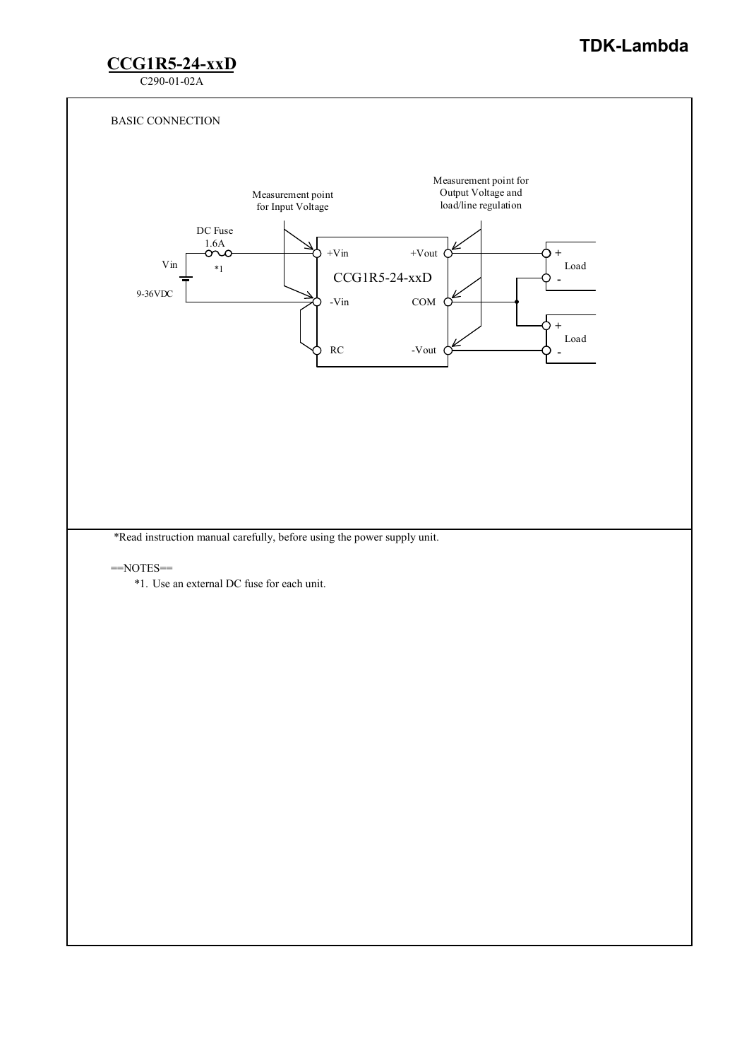**CCG1R5-24-xxD**

C290-01-02A

BASIC CONNECTION

Measurement point for Input Voltage

Measurement point for Output Voltage and load/line regulation

DC Fuse
1.6A
*1

Vin
9-36VDC

+Vin
-Vin
RC

CCG1R5-24-xxD

+Vout
COM
-Vout

+
Load
-

+
Load
-

*Read instruction manual carefully, before using the power supply unit.

==NOTES==

*1. Use an external DC fuse for each unit.